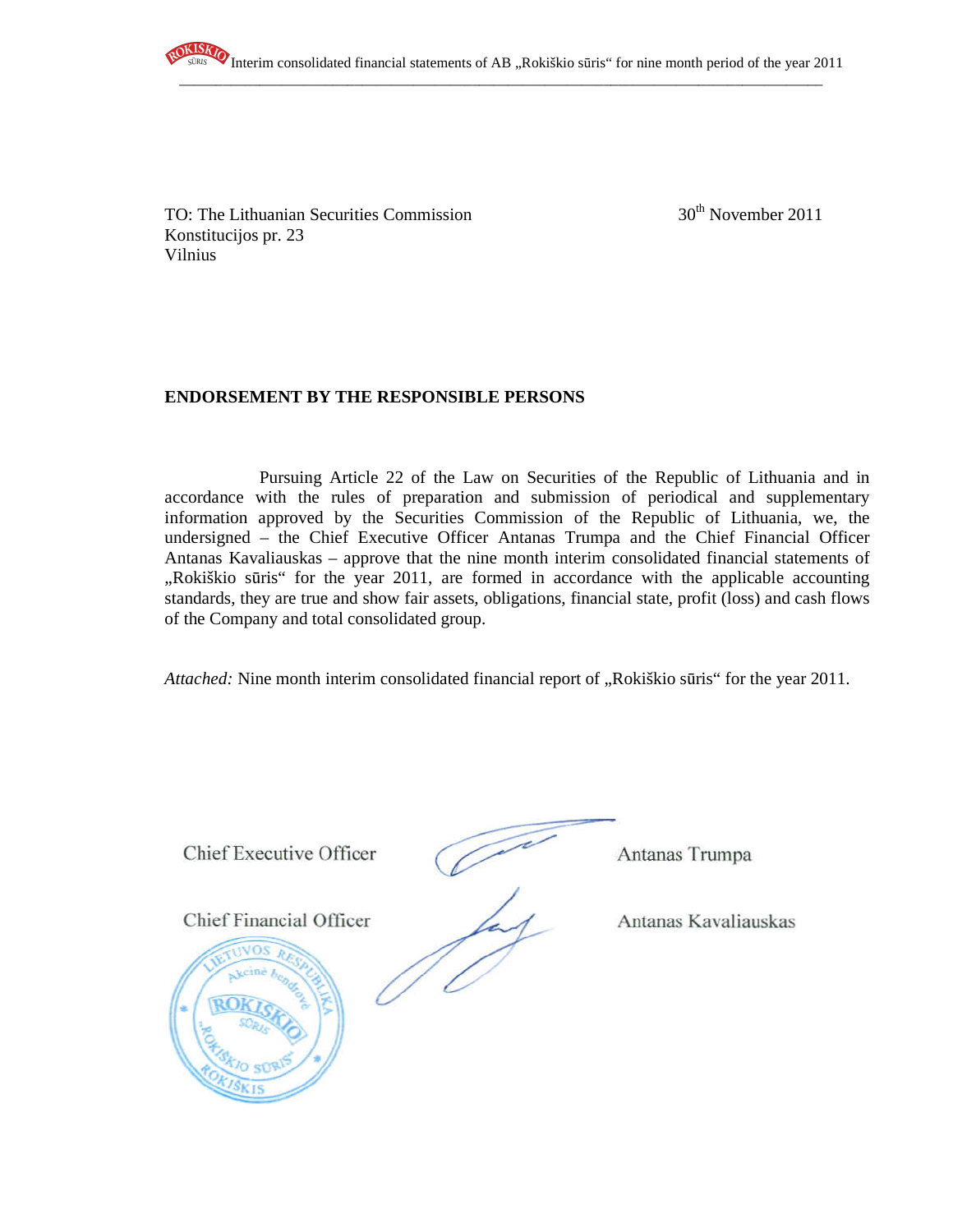TO: The Lithuanian Securities Commission
Konstitucijos pr. 23
Vilnius

30th November 2011

**ENDORSEMENT BY THE RESPONSIBLE PERSONS**

Pursuing Article 22 of the Law on Securities of the Republic of Lithuania and in accordance with the rules of preparation and submission of periodical and supplementary information approved by the Securities Commission of the Republic of Lithuania, we, the undersigned – the Chief Executive Officer Antanas Trumpa and the Chief Financial Officer Antanas Kavaliauskas – approve that the nine month interim consolidated financial statements of „Rokiškio sūris" for the year 2011, are formed in accordance with the applicable accounting standards, they are true and show fair assets, obligations, financial state, profit (loss) and cash flows of the Company and total consolidated group.

*Attached:* Nine month interim consolidated financial report of „Rokiškio sūris" for the year 2011.

Chief Executive Officer Antanas Trumpa

Chief Financial Officer Antanas Kavaliauskas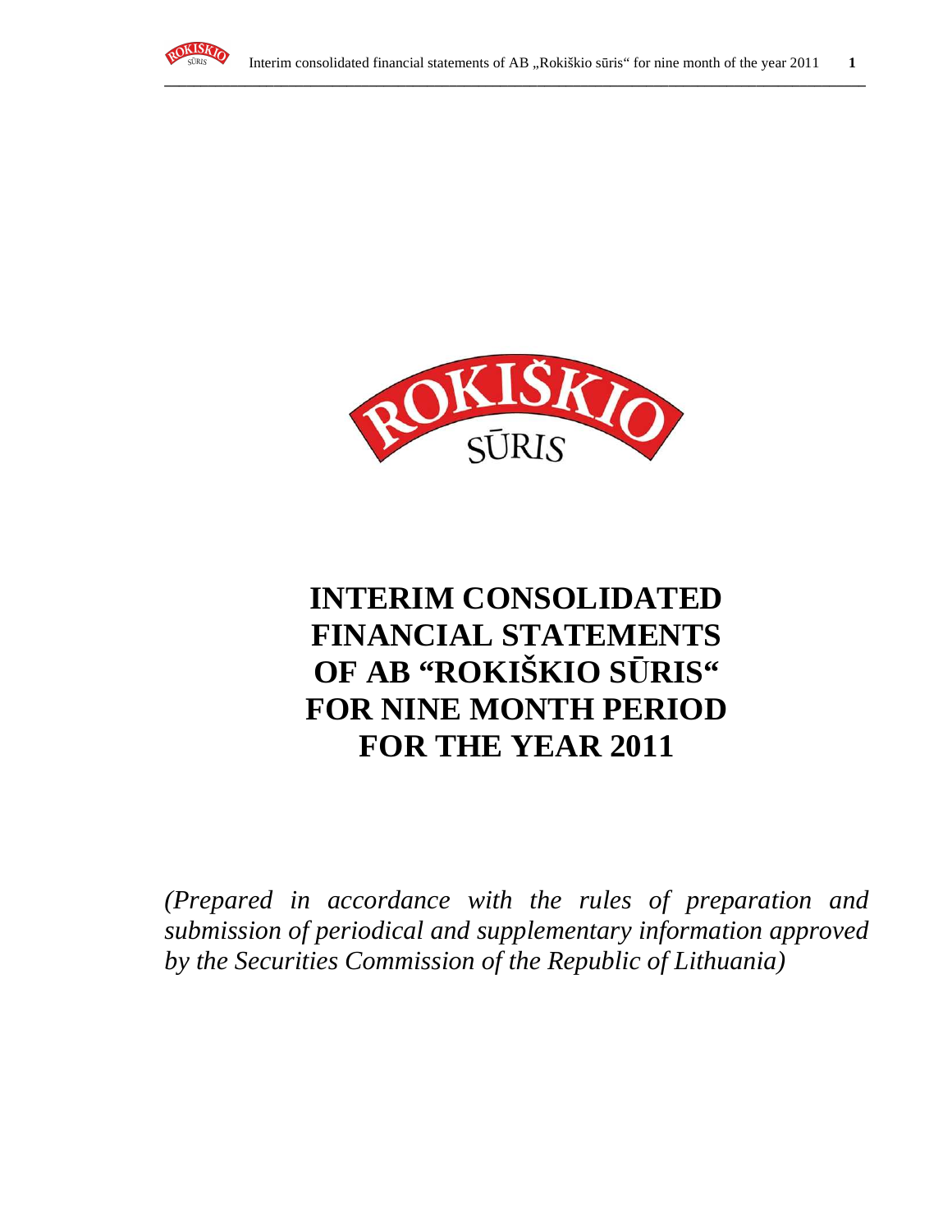# INTERIM CONSOLIDATED FINANCIAL STATEMENTS OF AB "ROKIŠKIO SŪRIS" FOR NINE MONTH PERIOD FOR THE YEAR 2011

*(Prepared in accordance with the rules of preparation and submission of periodical and supplementary information approved by the Securities Commission of the Republic of Lithuania)*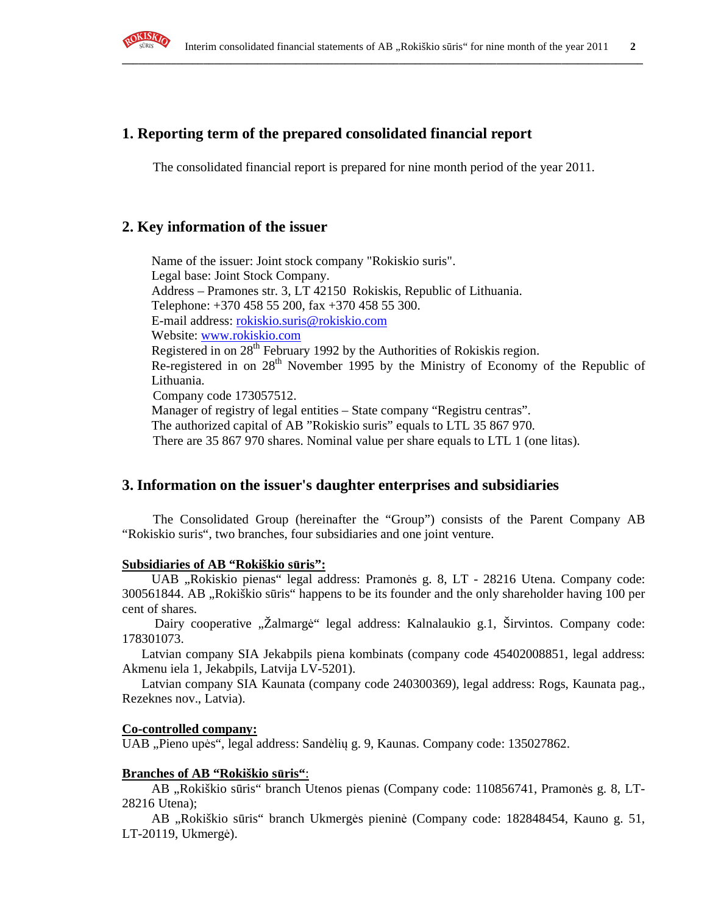## 1. Reporting term of the prepared consolidated financial report

The consolidated financial report is prepared for nine month period of the year 2011.

## 2. Key information of the issuer

Name of the issuer: Joint stock company "Rokiskio suris".
Legal base: Joint Stock Company.
Address – Pramones str. 3, LT 42150 Rokiskis, Republic of Lithuania.
Telephone: +370 458 55 200, fax +370 458 55 300.
E-mail address: rokiskio.suris@rokiskio.com
Website: www.rokiskio.com
Registered in on 28th February 1992 by the Authorities of Rokiskis region.
Re-registered in on 28th November 1995 by the Ministry of Economy of the Republic of Lithuania.
Company code 173057512.
Manager of registry of legal entities – State company "Registru centras".
The authorized capital of AB "Rokiskio suris" equals to LTL 35 867 970.
There are 35 867 970 shares. Nominal value per share equals to LTL 1 (one litas).

## 3. Information on the issuer's daughter enterprises and subsidiaries

The Consolidated Group (hereinafter the "Group") consists of the Parent Company AB "Rokiskio suris", two branches, four subsidiaries and one joint venture.

**Subsidiaries of AB "Rokiškio sūris":**

UAB „Rokiskio pienas" legal address: Pramonės g. 8, LT - 28216 Utena. Company code: 300561844. AB „Rokiškio sūris" happens to be its founder and the only shareholder having 100 per cent of shares.

Dairy cooperative „Žalmargė" legal address: Kalnalaukio g.1, Širvintos. Company code: 178301073.

Latvian company SIA Jekabpils piena kombinats (company code 45402008851, legal address: Akmenu iela 1, Jekabpils, Latvija LV-5201).

Latvian company SIA Kaunata (company code 240300369), legal address: Rogs, Kaunata pag., Rezeknes nov., Latvia).

**Co-controlled company:**

UAB „Pieno upės", legal address: Sandėlių g. 9, Kaunas. Company code: 135027862.

**Branches of AB "Rokiškio sūris"**:

AB „Rokiškio sūris" branch Utenos pienas (Company code: 110856741, Pramonės g. 8, LT-28216 Utena);

AB „Rokiškio sūris" branch Ukmergės pieninė (Company code: 182848454, Kauno g. 51, LT-20119, Ukmergė).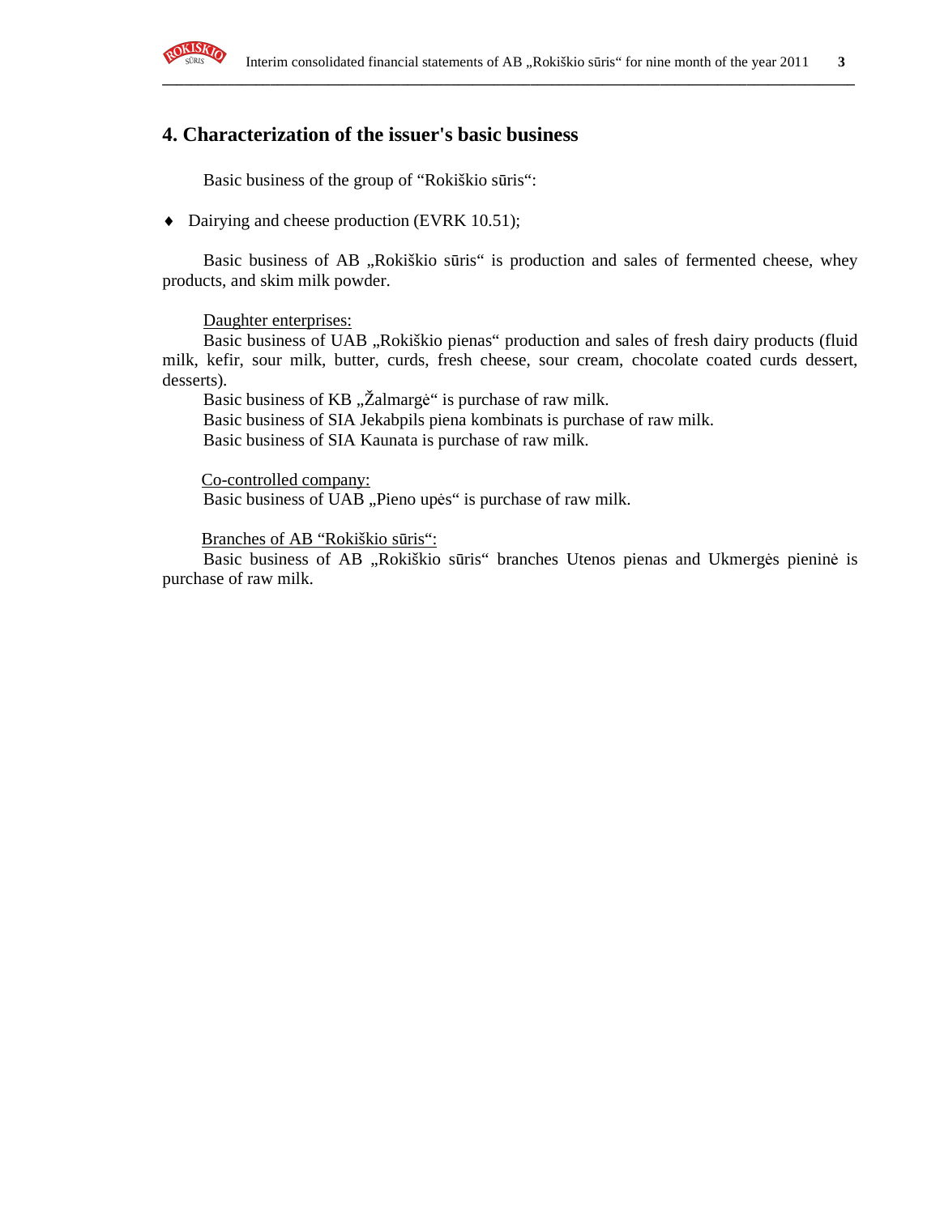## 4. Characterization of the issuer's basic business

Basic business of the group of "Rokiškio sūris":

- Dairying and cheese production (EVRK 10.51);

Basic business of AB „Rokiškio sūris" is production and sales of fermented cheese, whey products, and skim milk powder.

Daughter enterprises:

Basic business of UAB „Rokiškio pienas" production and sales of fresh dairy products (fluid milk, kefir, sour milk, butter, curds, fresh cheese, sour cream, chocolate coated curds dessert, desserts).

Basic business of KB „Žalmargė" is purchase of raw milk.

Basic business of SIA Jekabpils piena kombinats is purchase of raw milk.

Basic business of SIA Kaunata is purchase of raw milk.

Co-controlled company:

Basic business of UAB „Pieno upės" is purchase of raw milk.

Branches of AB "Rokiškio sūris":

Basic business of AB „Rokiškio sūris" branches Utenos pienas and Ukmergės pieninė is purchase of raw milk.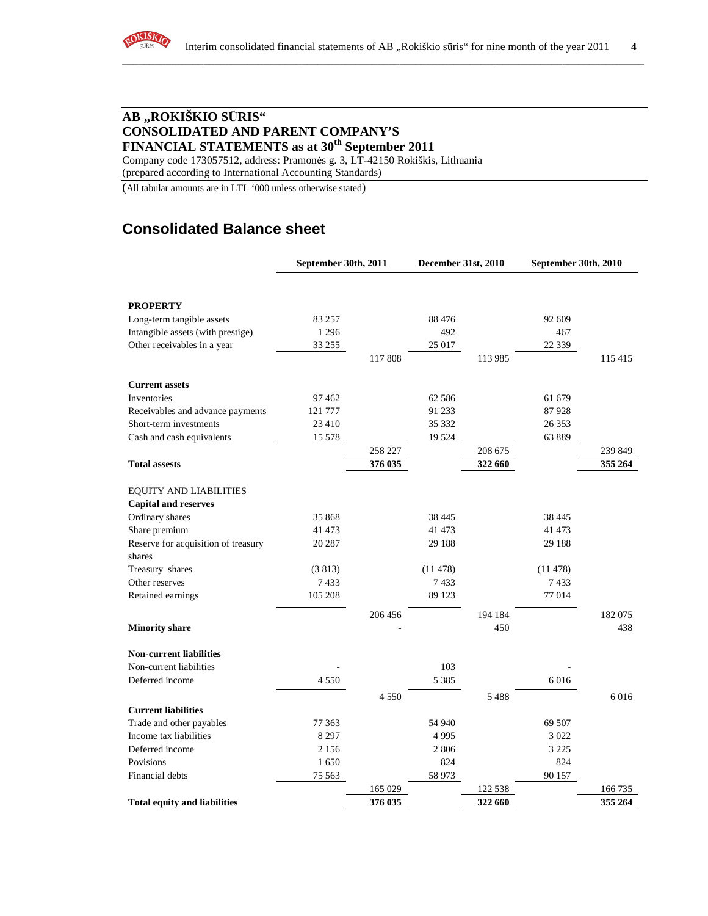## AB „ROKIŠKIO SŪRIS“
## CONSOLIDATED AND PARENT COMPANY'S
## FINANCIAL STATEMENTS as at 30th September 2011

Company code 173057512, address: Pramonės g. 3, LT-42150 Rokiškis, Lithuania
(prepared according to International Accounting Standards)

(All tabular amounts are in LTL '000 unless otherwise stated)

# Consolidated Balance sheet

| | September 30th, 2011 | | December 31st, 2010 | | September 30th, 2010 | |
|---|---|---|---|---|---|---|
| **PROPERTY** | | | | | | |
| Long-term tangible assets | 83 257 | | 88 476 | | 92 609 | |
| Intangible assets (with prestige) | 1 296 | | 492 | | 467 | |
| Other receivables in a year | 33 255 | | 25 017 | | 22 339 | |
| | | 117 808 | | 113 985 | | 115 415 |
| **Current assets** | | | | | | |
| Inventories | 97 462 | | 62 586 | | 61 679 | |
| Receivables and advance payments | 121 777 | | 91 233 | | 87 928 | |
| Short-term investments | 23 410 | | 35 332 | | 26 353 | |
| Cash and cash equivalents | 15 578 | | 19 524 | | 63 889 | |
| | | 258 227 | | 208 675 | | 239 849 |
| **Total assests** | | **376 035** | | **322 660** | | **355 264** |
| EQUITY AND LIABILITIES | | | | | | |
| **Capital and reserves** | | | | | | |
| Ordinary shares | 35 868 | | 38 445 | | 38 445 | |
| Share premium | 41 473 | | 41 473 | | 41 473 | |
| Reserve for acquisition of treasury shares | 20 287 | | 29 188 | | 29 188 | |
| Treasury shares | (3 813) | | (11 478) | | (11 478) | |
| Other reserves | 7 433 | | 7 433 | | 7 433 | |
| Retained earnings | 105 208 | | 89 123 | | 77 014 | |
| | | 206 456 | | 194 184 | | 182 075 |
| **Minority share** | | - | | 450 | | 438 |
| **Non-current liabilities** | | | | | | |
| Non-current liabilities | - | | 103 | | - | |
| Deferred income | 4 550 | | 5 385 | | 6 016 | |
| | | 4 550 | | 5 488 | | 6 016 |
| **Current liabilities** | | | | | | |
| Trade and other payables | 77 363 | | 54 940 | | 69 507 | |
| Income tax liabilities | 8 297 | | 4 995 | | 3 022 | |
| Deferred income | 2 156 | | 2 806 | | 3 225 | |
| Povisions | 1 650 | | 824 | | 824 | |
| Financial debts | 75 563 | | 58 973 | | 90 157 | |
| | | 165 029 | | 122 538 | | 166 735 |
| **Total equity and liabilities** | | **376 035** | | **322 660** | | **355 264** |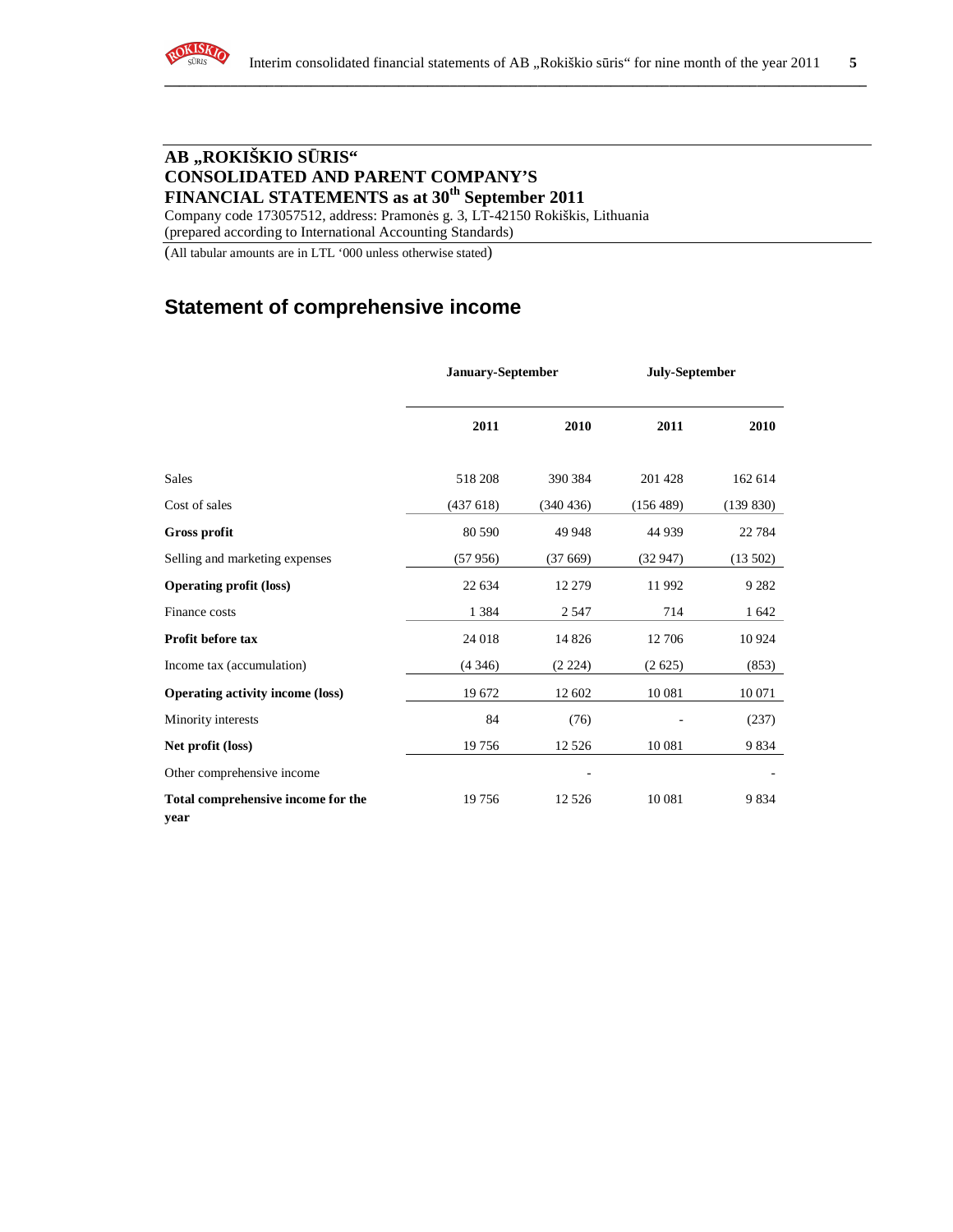# AB „ROKIŠKIO SŪRIS“
# CONSOLIDATED AND PARENT COMPANY'S
# FINANCIAL STATEMENTS as at 30th September 2011

Company code 173057512, address: Pramonės g. 3, LT-42150 Rokiškis, Lithuania
(prepared according to International Accounting Standards)

(All tabular amounts are in LTL '000 unless otherwise stated)

## Statement of comprehensive income

| | January-September | | July-September | |
|---|---|---|---|---|
| | **2011** | **2010** | **2011** | **2010** |
| Sales | 518 208 | 390 384 | 201 428 | 162 614 |
| Cost of sales | (437 618) | (340 436) | (156 489) | (139 830) |
| **Gross profit** | 80 590 | 49 948 | 44 939 | 22 784 |
| Selling and marketing expenses | (57 956) | (37 669) | (32 947) | (13 502) |
| **Operating profit (loss)** | 22 634 | 12 279 | 11 992 | 9 282 |
| Finance costs | 1 384 | 2 547 | 714 | 1 642 |
| **Profit before tax** | 24 018 | 14 826 | 12 706 | 10 924 |
| Income tax (accumulation) | (4 346) | (2 224) | (2 625) | (853) |
| **Operating activity income (loss)** | 19 672 | 12 602 | 10 081 | 10 071 |
| Minority interests | 84 | (76) | - | (237) |
| **Net profit (loss)** | 19 756 | 12 526 | 10 081 | 9 834 |
| Other comprehensive income | | - | | - |
| **Total comprehensive income for the year** | 19 756 | 12 526 | 10 081 | 9 834 |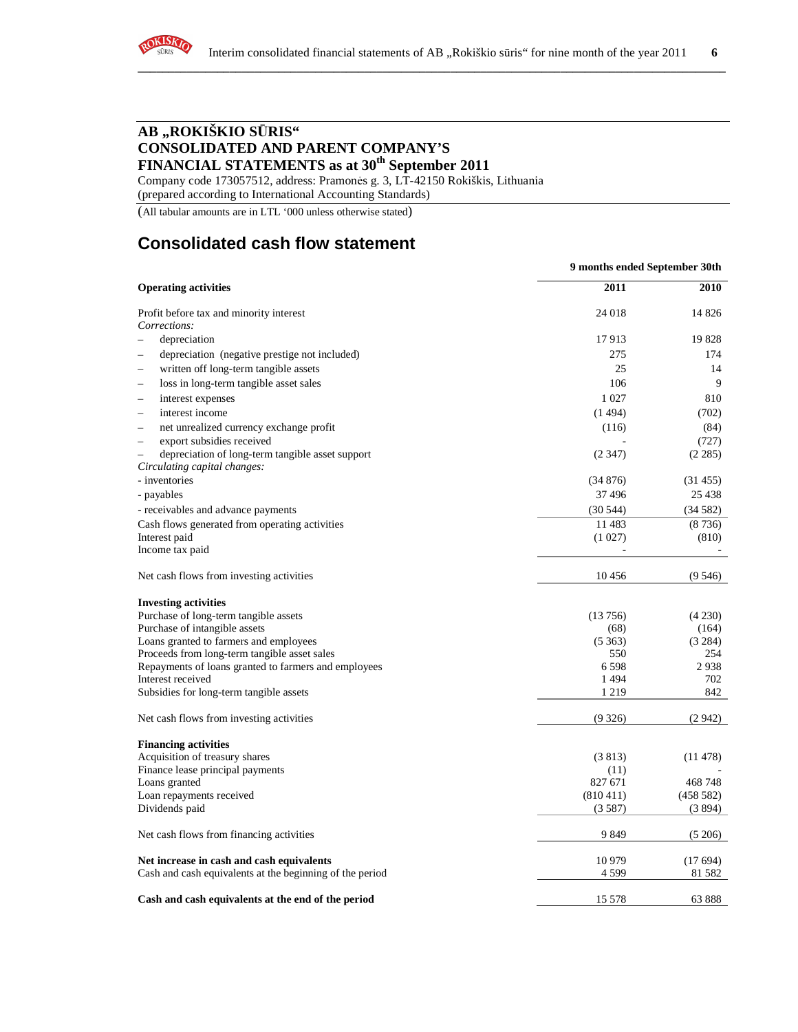# AB „ROKIŠKIO SŪRIS“
# CONSOLIDATED AND PARENT COMPANY'S FINANCIAL STATEMENTS as at 30th September 2011

Company code 173057512, address: Pramonės g. 3, LT-42150 Rokiškis, Lithuania
(prepared according to International Accounting Standards)

(All tabular amounts are in LTL '000 unless otherwise stated)

## Consolidated cash flow statement

| | 9 months ended September 30th | |
|---|---|---|
| **Operating activities** | **2011** | **2010** |
| Profit before tax and minority interest | 24 018 | 14 826 |
| *Corrections:* | | |
| – depreciation | 17 913 | 19 828 |
| – depreciation (negative prestige not included) | 275 | 174 |
| – written off long-term tangible assets | 25 | 14 |
| – loss in long-term tangible asset sales | 106 | 9 |
| – interest expenses | 1 027 | 810 |
| – interest income | (1 494) | (702) |
| – net unrealized currency exchange profit | (116) | (84) |
| – export subsidies received | - | (727) |
| – depreciation of long-term tangible asset support | (2 347) | (2 285) |
| *Circulating capital changes:* | | |
| - inventories | (34 876) | (31 455) |
| - payables | 37 496 | 25 438 |
| - receivables and advance payments | (30 544) | (34 582) |
| Cash flows generated from operating activities | 11 483 | (8 736) |
| Interest paid | (1 027) | (810) |
| Income tax paid | - | - |
| Net cash flows from investing activities | 10 456 | (9 546) |
| **Investing activities** | | |
| Purchase of long-term tangible assets | (13 756) | (4 230) |
| Purchase of intangible assets | (68) | (164) |
| Loans granted to farmers and employees | (5 363) | (3 284) |
| Proceeds from long-term tangible asset sales | 550 | 254 |
| Repayments of loans granted to farmers and employees | 6 598 | 2 938 |
| Interest received | 1 494 | 702 |
| Subsidies for long-term tangible assets | 1 219 | 842 |
| Net cash flows from investing activities | (9 326) | (2 942) |
| **Financing activities** | | |
| Acquisition of treasury shares | (3 813) | (11 478) |
| Finance lease principal payments | (11) | - |
| Loans granted | 827 671 | 468 748 |
| Loan repayments received | (810 411) | (458 582) |
| Dividends paid | (3 587) | (3 894) |
| Net cash flows from financing activities | 9 849 | (5 206) |
| **Net increase in cash and cash equivalents** | 10 979 | (17 694) |
| Cash and cash equivalents at the beginning of the period | 4 599 | 81 582 |
| **Cash and cash equivalents at the end of the period** | 15 578 | 63 888 |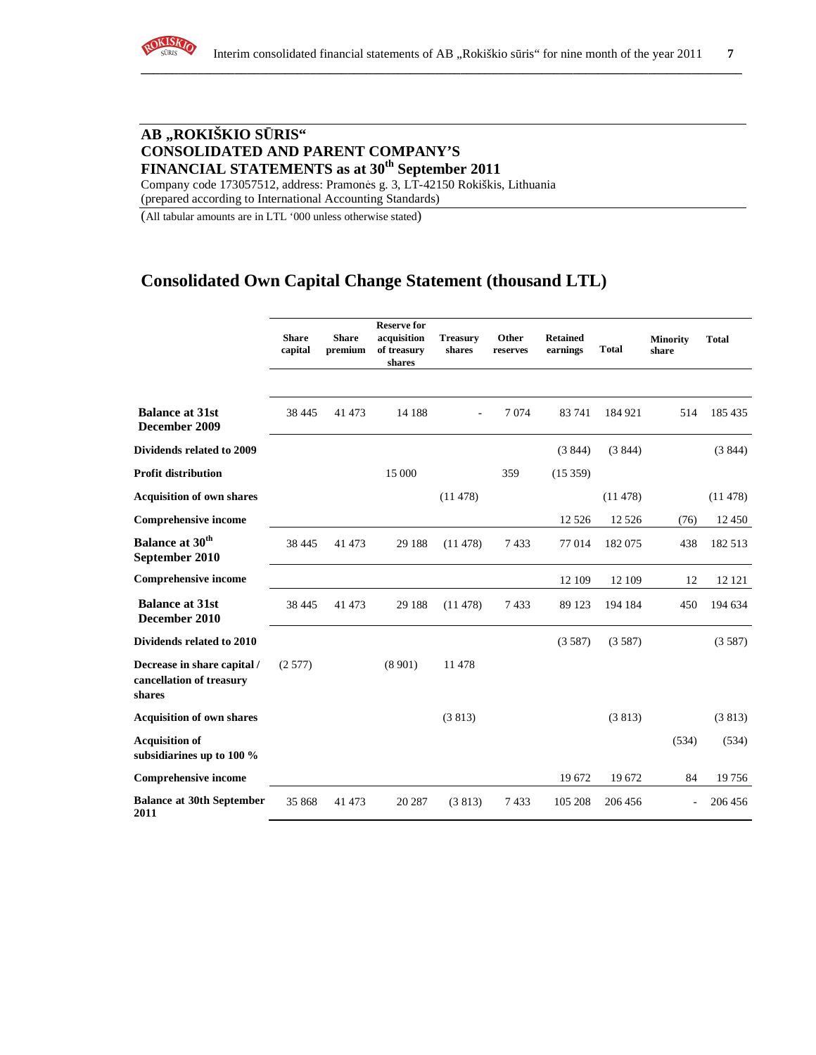## AB „ROKIŠKIO SŪRIS“
## CONSOLIDATED AND PARENT COMPANY'S
## FINANCIAL STATEMENTS as at 30th September 2011

Company code 173057512, address: Pramonės g. 3, LT-42150 Rokiškis, Lithuania
(prepared according to International Accounting Standards)

(All tabular amounts are in LTL '000 unless otherwise stated)

# Consolidated Own Capital Change Statement (thousand LTL)

| | Share capital | Share premium | Reserve for acquisition of treasury shares | Treasury shares | Other reserves | Retained earnings | Total | Minority share | Total |
|---|---|---|---|---|---|---|---|---|---|
| **Balance at 31st December 2009** | 38 445 | 41 473 | 14 188 | - | 7 074 | 83 741 | 184 921 | 514 | 185 435 |
| **Dividends related to 2009** | | | | | | (3 844) | (3 844) | | (3 844) |
| **Profit distribution** | | | 15 000 | | 359 | (15 359) | | | |
| **Acquisition of own shares** | | | | (11 478) | | | (11 478) | | (11 478) |
| **Comprehensive income** | | | | | | 12 526 | 12 526 | (76) | 12 450 |
| **Balance at 30th September 2010** | 38 445 | 41 473 | 29 188 | (11 478) | 7 433 | 77 014 | 182 075 | 438 | 182 513 |
| **Comprehensive income** | | | | | | 12 109 | 12 109 | 12 | 12 121 |
| **Balance at 31st December 2010** | 38 445 | 41 473 | 29 188 | (11 478) | 7 433 | 89 123 | 194 184 | 450 | 194 634 |
| **Dividends related to 2010** | | | | | | (3 587) | (3 587) | | (3 587) |
| **Decrease in share capital / cancellation of treasury shares** | (2 577) | | (8 901) | 11 478 | | | | | |
| **Acquisition of own shares** | | | | (3 813) | | | (3 813) | | (3 813) |
| **Acquisition of subsidiarines up to 100 %** | | | | | | | | (534) | (534) |
| **Comprehensive income** | | | | | | 19 672 | 19 672 | 84 | 19 756 |
| **Balance at 30th September 2011** | 35 868 | 41 473 | 20 287 | (3 813) | 7 433 | 105 208 | 206 456 | - | 206 456 |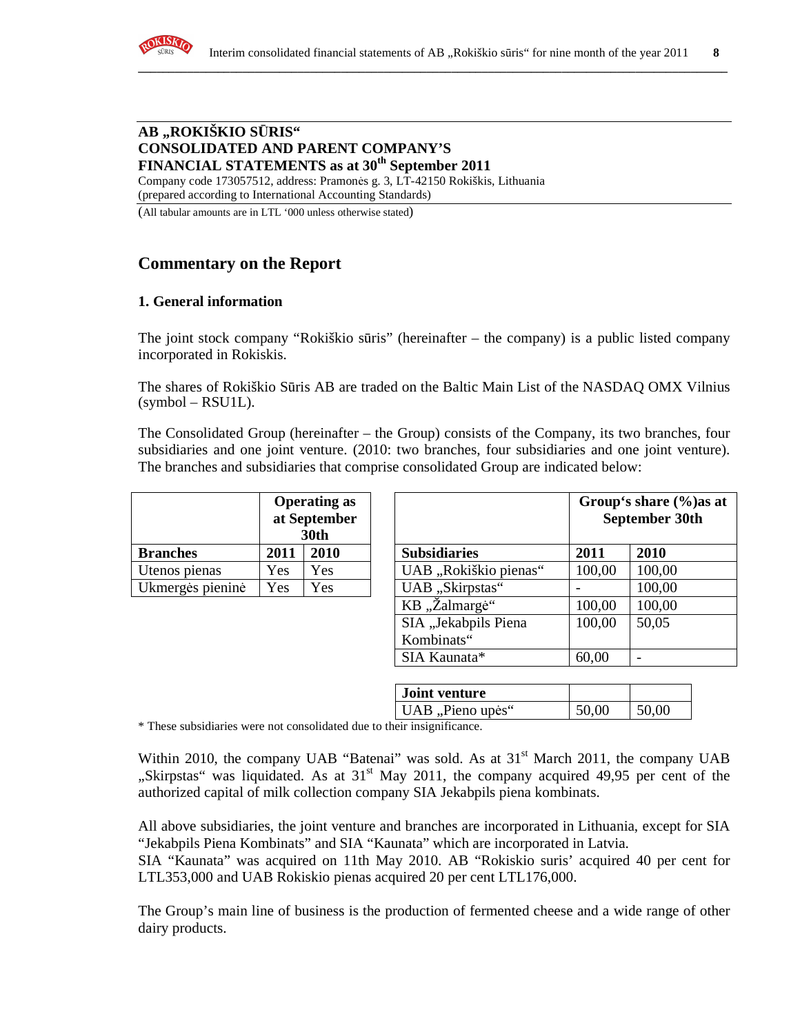## AB „ROKIŠKIO SŪRIS“
## CONSOLIDATED AND PARENT COMPANY'S FINANCIAL STATEMENTS as at 30th September 2011

Company code 173057512, address: Pramonės g. 3, LT-42150 Rokiškis, Lithuania
(prepared according to International Accounting Standards)

(All tabular amounts are in LTL '000 unless otherwise stated)

# Commentary on the Report

### 1. General information

The joint stock company "Rokiškio sūris" (hereinafter – the company) is a public listed company incorporated in Rokiskis.

The shares of Rokiškio Sūris AB are traded on the Baltic Main List of the NASDAQ OMX Vilnius (symbol – RSU1L).

The Consolidated Group (hereinafter – the Group) consists of the Company, its two branches, four subsidiaries and one joint venture. (2010: two branches, four subsidiaries and one joint venture). The branches and subsidiaries that comprise consolidated Group are indicated below:

| | Operating as at September 30th | |
|---|---|---|
| **Branches** | **2011** | **2010** |
| Utenos pienas | Yes | Yes |
| Ukmergės pieninė | Yes | Yes |

| | Group's share (%)as at September 30th | |
|---|---|---|
| **Subsidiaries** | **2011** | **2010** |
| UAB „Rokiškio pienas“ | 100,00 | 100,00 |
| UAB „Skirpstas“ | - | 100,00 |
| KB „Žalmargė“ | 100,00 | 100,00 |
| SIA „Jekabpils Piena Kombinats“ | 100,00 | 50,05 |
| SIA Kaunata* | 60,00 | - |
| **Joint venture** | | |
| UAB „Pieno upės“ | 50,00 | 50,00 |

\* These subsidiaries were not consolidated due to their insignificance.

Within 2010, the company UAB "Batenai" was sold. As at 31st March 2011, the company UAB „Skirpstas“ was liquidated. As at 31st May 2011, the company acquired 49,95 per cent of the authorized capital of milk collection company SIA Jekabpils piena kombinats.

All above subsidiaries, the joint venture and branches are incorporated in Lithuania, except for SIA "Jekabpils Piena Kombinats" and SIA "Kaunata" which are incorporated in Latvia.
SIA "Kaunata" was acquired on 11th May 2010. AB "Rokiskio suris' acquired 40 per cent for LTL353,000 and UAB Rokiskio pienas acquired 20 per cent LTL176,000.

The Group's main line of business is the production of fermented cheese and a wide range of other dairy products.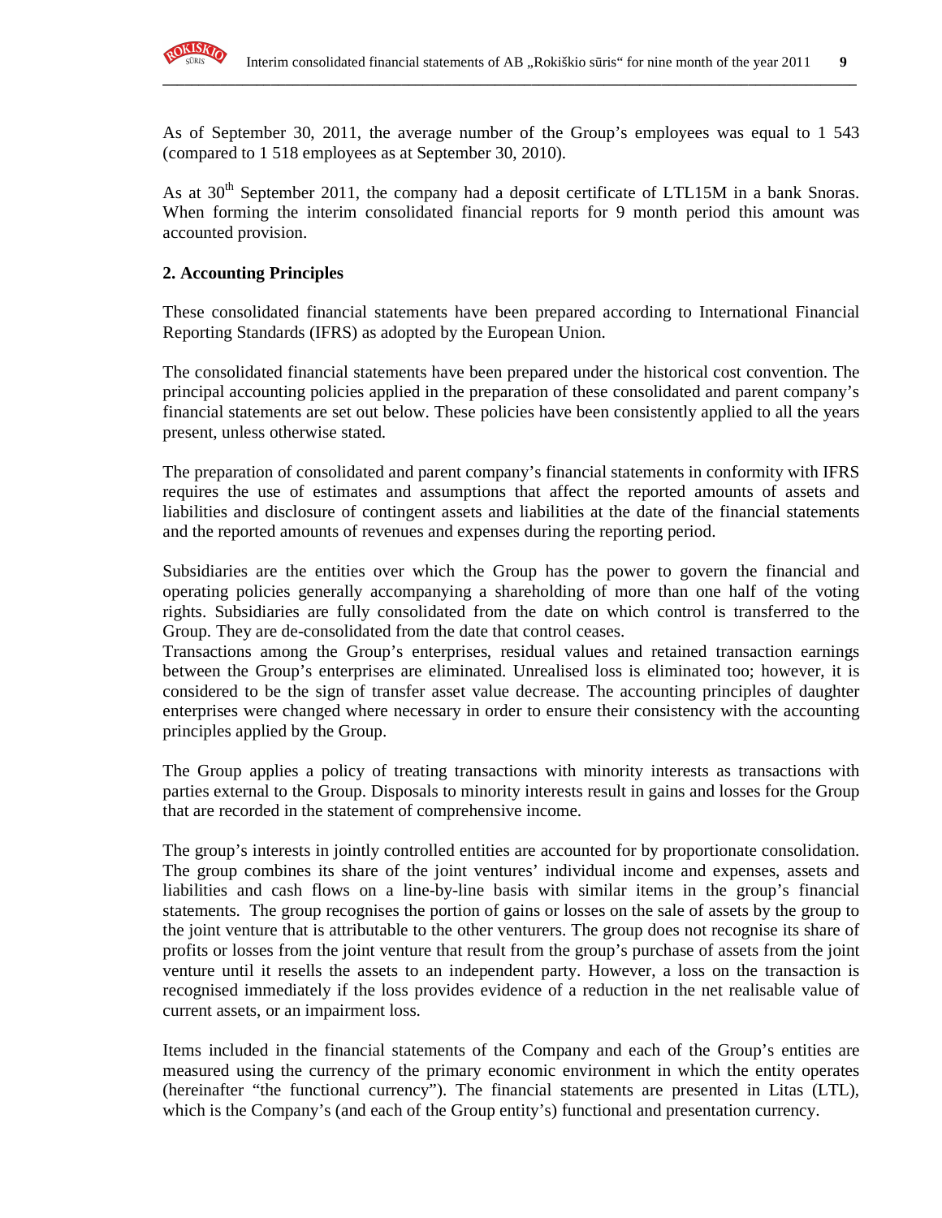As of September 30, 2011, the average number of the Group's employees was equal to 1 543 (compared to 1 518 employees as at September 30, 2010).

As at 30th September 2011, the company had a deposit certificate of LTL15M in a bank Snoras. When forming the interim consolidated financial reports for 9 month period this amount was accounted provision.

**2. Accounting Principles**

These consolidated financial statements have been prepared according to International Financial Reporting Standards (IFRS) as adopted by the European Union.

The consolidated financial statements have been prepared under the historical cost convention. The principal accounting policies applied in the preparation of these consolidated and parent company's financial statements are set out below. These policies have been consistently applied to all the years present, unless otherwise stated.

The preparation of consolidated and parent company's financial statements in conformity with IFRS requires the use of estimates and assumptions that affect the reported amounts of assets and liabilities and disclosure of contingent assets and liabilities at the date of the financial statements and the reported amounts of revenues and expenses during the reporting period.

Subsidiaries are the entities over which the Group has the power to govern the financial and operating policies generally accompanying a shareholding of more than one half of the voting rights. Subsidiaries are fully consolidated from the date on which control is transferred to the Group. They are de-consolidated from the date that control ceases.
Transactions among the Group's enterprises, residual values and retained transaction earnings between the Group's enterprises are eliminated. Unrealised loss is eliminated too; however, it is considered to be the sign of transfer asset value decrease. The accounting principles of daughter enterprises were changed where necessary in order to ensure their consistency with the accounting principles applied by the Group.

The Group applies a policy of treating transactions with minority interests as transactions with parties external to the Group. Disposals to minority interests result in gains and losses for the Group that are recorded in the statement of comprehensive income.

The group's interests in jointly controlled entities are accounted for by proportionate consolidation. The group combines its share of the joint ventures' individual income and expenses, assets and liabilities and cash flows on a line-by-line basis with similar items in the group's financial statements. The group recognises the portion of gains or losses on the sale of assets by the group to the joint venture that is attributable to the other venturers. The group does not recognise its share of profits or losses from the joint venture that result from the group's purchase of assets from the joint venture until it resells the assets to an independent party. However, a loss on the transaction is recognised immediately if the loss provides evidence of a reduction in the net realisable value of current assets, or an impairment loss.

Items included in the financial statements of the Company and each of the Group's entities are measured using the currency of the primary economic environment in which the entity operates (hereinafter "the functional currency"). The financial statements are presented in Litas (LTL), which is the Company's (and each of the Group entity's) functional and presentation currency.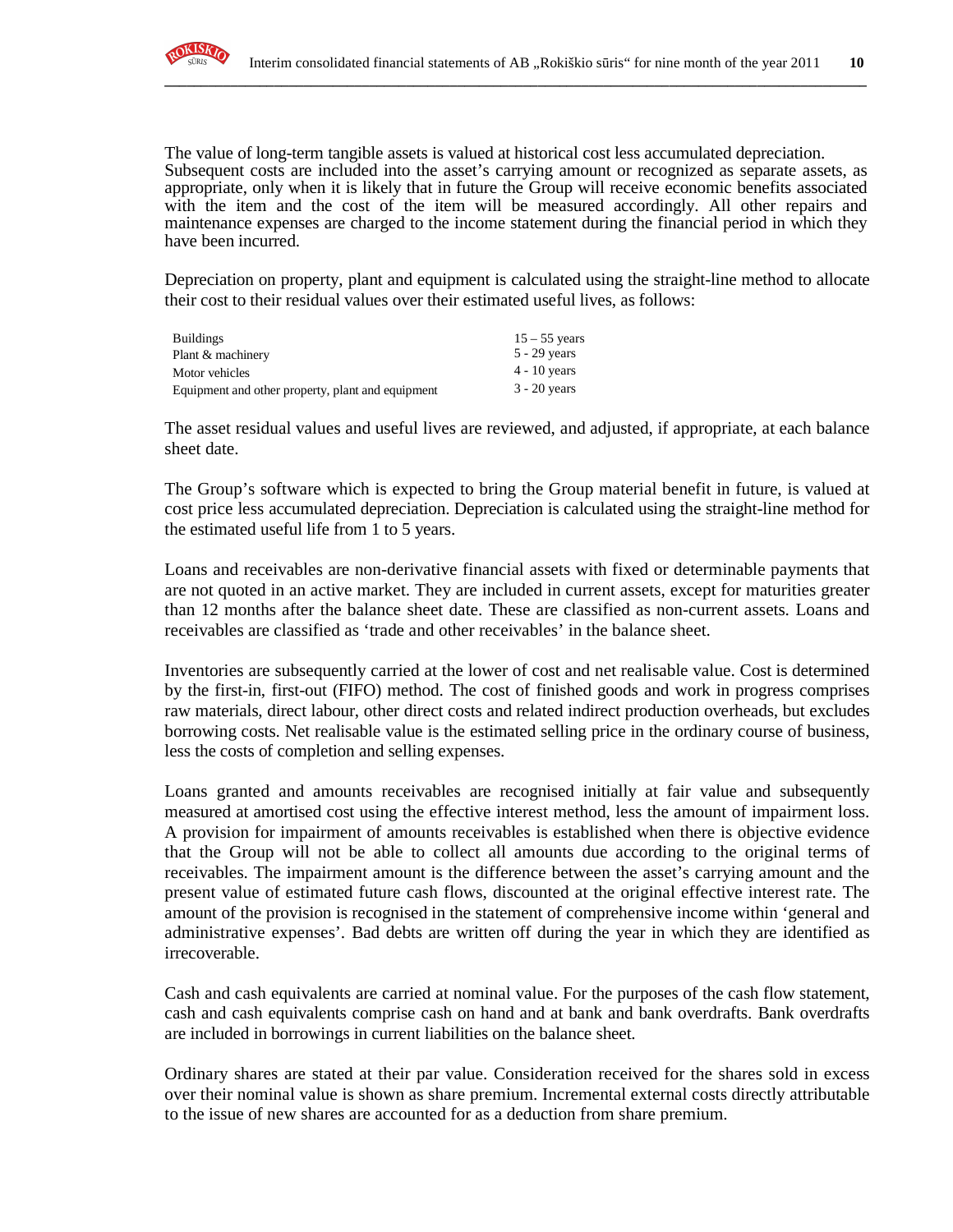The value of long-term tangible assets is valued at historical cost less accumulated depreciation. Subsequent costs are included into the asset's carrying amount or recognized as separate assets, as appropriate, only when it is likely that in future the Group will receive economic benefits associated with the item and the cost of the item will be measured accordingly. All other repairs and maintenance expenses are charged to the income statement during the financial period in which they have been incurred.

Depreciation on property, plant and equipment is calculated using the straight-line method to allocate their cost to their residual values over their estimated useful lives, as follows:

| | |
|---|---|
| Buildings | 15 – 55 years |
| Plant & machinery | 5 - 29 years |
| Motor vehicles | 4 - 10 years |
| Equipment and other property, plant and equipment | 3 - 20 years |

The asset residual values and useful lives are reviewed, and adjusted, if appropriate, at each balance sheet date.

The Group's software which is expected to bring the Group material benefit in future, is valued at cost price less accumulated depreciation. Depreciation is calculated using the straight-line method for the estimated useful life from 1 to 5 years.

Loans and receivables are non-derivative financial assets with fixed or determinable payments that are not quoted in an active market. They are included in current assets, except for maturities greater than 12 months after the balance sheet date. These are classified as non-current assets. Loans and receivables are classified as 'trade and other receivables' in the balance sheet.

Inventories are subsequently carried at the lower of cost and net realisable value. Cost is determined by the first-in, first-out (FIFO) method. The cost of finished goods and work in progress comprises raw materials, direct labour, other direct costs and related indirect production overheads, but excludes borrowing costs. Net realisable value is the estimated selling price in the ordinary course of business, less the costs of completion and selling expenses.

Loans granted and amounts receivables are recognised initially at fair value and subsequently measured at amortised cost using the effective interest method, less the amount of impairment loss. A provision for impairment of amounts receivables is established when there is objective evidence that the Group will not be able to collect all amounts due according to the original terms of receivables. The impairment amount is the difference between the asset's carrying amount and the present value of estimated future cash flows, discounted at the original effective interest rate. The amount of the provision is recognised in the statement of comprehensive income within 'general and administrative expenses'. Bad debts are written off during the year in which they are identified as irrecoverable.

Cash and cash equivalents are carried at nominal value. For the purposes of the cash flow statement, cash and cash equivalents comprise cash on hand and at bank and bank overdrafts. Bank overdrafts are included in borrowings in current liabilities on the balance sheet.

Ordinary shares are stated at their par value. Consideration received for the shares sold in excess over their nominal value is shown as share premium. Incremental external costs directly attributable to the issue of new shares are accounted for as a deduction from share premium.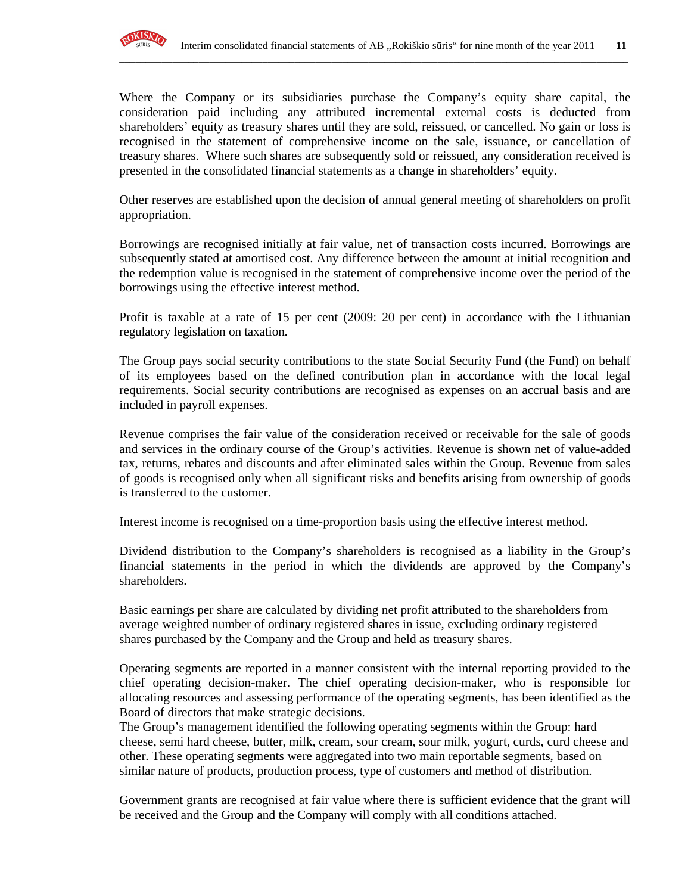Where the Company or its subsidiaries purchase the Company's equity share capital, the consideration paid including any attributed incremental external costs is deducted from shareholders' equity as treasury shares until they are sold, reissued, or cancelled. No gain or loss is recognised in the statement of comprehensive income on the sale, issuance, or cancellation of treasury shares. Where such shares are subsequently sold or reissued, any consideration received is presented in the consolidated financial statements as a change in shareholders' equity.

Other reserves are established upon the decision of annual general meeting of shareholders on profit appropriation.

Borrowings are recognised initially at fair value, net of transaction costs incurred. Borrowings are subsequently stated at amortised cost. Any difference between the amount at initial recognition and the redemption value is recognised in the statement of comprehensive income over the period of the borrowings using the effective interest method.

Profit is taxable at a rate of 15 per cent (2009: 20 per cent) in accordance with the Lithuanian regulatory legislation on taxation.

The Group pays social security contributions to the state Social Security Fund (the Fund) on behalf of its employees based on the defined contribution plan in accordance with the local legal requirements. Social security contributions are recognised as expenses on an accrual basis and are included in payroll expenses.

Revenue comprises the fair value of the consideration received or receivable for the sale of goods and services in the ordinary course of the Group's activities. Revenue is shown net of value-added tax, returns, rebates and discounts and after eliminated sales within the Group. Revenue from sales of goods is recognised only when all significant risks and benefits arising from ownership of goods is transferred to the customer.

Interest income is recognised on a time-proportion basis using the effective interest method.

Dividend distribution to the Company's shareholders is recognised as a liability in the Group's financial statements in the period in which the dividends are approved by the Company's shareholders.

Basic earnings per share are calculated by dividing net profit attributed to the shareholders from average weighted number of ordinary registered shares in issue, excluding ordinary registered shares purchased by the Company and the Group and held as treasury shares.

Operating segments are reported in a manner consistent with the internal reporting provided to the chief operating decision-maker. The chief operating decision-maker, who is responsible for allocating resources and assessing performance of the operating segments, has been identified as the Board of directors that make strategic decisions.
The Group's management identified the following operating segments within the Group: hard cheese, semi hard cheese, butter, milk, cream, sour cream, sour milk, yogurt, curds, curd cheese and other. These operating segments were aggregated into two main reportable segments, based on similar nature of products, production process, type of customers and method of distribution.

Government grants are recognised at fair value where there is sufficient evidence that the grant will be received and the Group and the Company will comply with all conditions attached.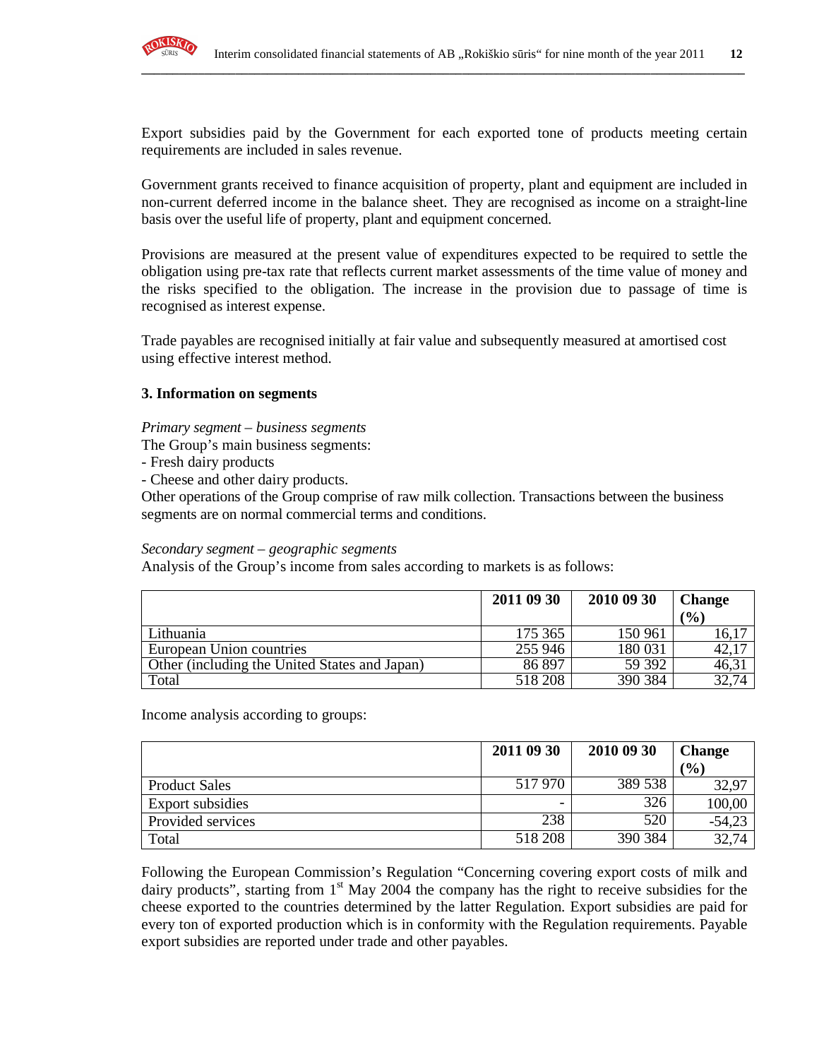Export subsidies paid by the Government for each exported tone of products meeting certain requirements are included in sales revenue.

Government grants received to finance acquisition of property, plant and equipment are included in non-current deferred income in the balance sheet. They are recognised as income on a straight-line basis over the useful life of property, plant and equipment concerned.

Provisions are measured at the present value of expenditures expected to be required to settle the obligation using pre-tax rate that reflects current market assessments of the time value of money and the risks specified to the obligation. The increase in the provision due to passage of time is recognised as interest expense.

Trade payables are recognised initially at fair value and subsequently measured at amortised cost using effective interest method.

## 3. Information on segments

*Primary segment – business segments*

The Group's main business segments:

- Fresh dairy products
- Cheese and other dairy products.

Other operations of the Group comprise of raw milk collection. Transactions between the business segments are on normal commercial terms and conditions.

*Secondary segment – geographic segments*

Analysis of the Group's income from sales according to markets is as follows:

| | 2011 09 30 | 2010 09 30 | Change (%) |
|---|---|---|---|
| Lithuania | 175 365 | 150 961 | 16,17 |
| European Union countries | 255 946 | 180 031 | 42,17 |
| Other (including the United States and Japan) | 86 897 | 59 392 | 46,31 |
| Total | 518 208 | 390 384 | 32,74 |

Income analysis according to groups:

| | 2011 09 30 | 2010 09 30 | Change (%) |
|---|---|---|---|
| Product Sales | 517 970 | 389 538 | 32,97 |
| Export subsidies | - | 326 | 100,00 |
| Provided services | 238 | 520 | -54,23 |
| Total | 518 208 | 390 384 | 32,74 |

Following the European Commission's Regulation "Concerning covering export costs of milk and dairy products", starting from 1st May 2004 the company has the right to receive subsidies for the cheese exported to the countries determined by the latter Regulation. Export subsidies are paid for every ton of exported production which is in conformity with the Regulation requirements. Payable export subsidies are reported under trade and other payables.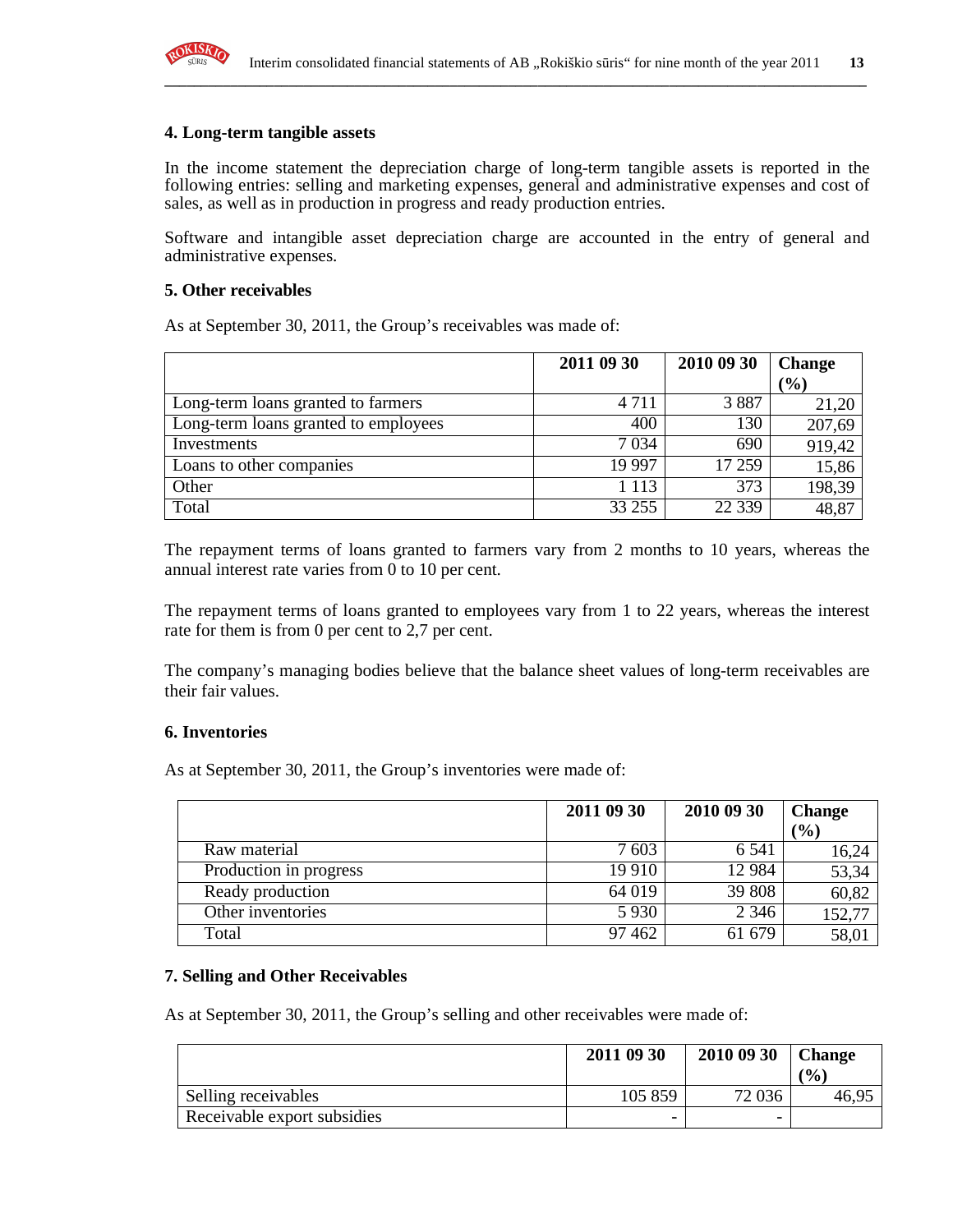## 4. Long-term tangible assets

In the income statement the depreciation charge of long-term tangible assets is reported in the following entries: selling and marketing expenses, general and administrative expenses and cost of sales, as well as in production in progress and ready production entries.

Software and intangible asset depreciation charge are accounted in the entry of general and administrative expenses.

## 5. Other receivables

As at September 30, 2011, the Group's receivables was made of:

| | 2011 09 30 | 2010 09 30 | Change (%) |
|---|---|---|---|
| Long-term loans granted to farmers | 4 711 | 3 887 | 21,20 |
| Long-term loans granted to employees | 400 | 130 | 207,69 |
| Investments | 7 034 | 690 | 919,42 |
| Loans to other companies | 19 997 | 17 259 | 15,86 |
| Other | 1 113 | 373 | 198,39 |
| Total | 33 255 | 22 339 | 48,87 |

The repayment terms of loans granted to farmers vary from 2 months to 10 years, whereas the annual interest rate varies from 0 to 10 per cent.

The repayment terms of loans granted to employees vary from 1 to 22 years, whereas the interest rate for them is from 0 per cent to 2,7 per cent.

The company's managing bodies believe that the balance sheet values of long-term receivables are their fair values.

## 6. Inventories

As at September 30, 2011, the Group's inventories were made of:

| | 2011 09 30 | 2010 09 30 | Change (%) |
|---|---|---|---|
| Raw material | 7 603 | 6 541 | 16,24 |
| Production in progress | 19 910 | 12 984 | 53,34 |
| Ready production | 64 019 | 39 808 | 60,82 |
| Other inventories | 5 930 | 2 346 | 152,77 |
| Total | 97 462 | 61 679 | 58,01 |

## 7. Selling and Other Receivables

As at September 30, 2011, the Group's selling and other receivables were made of:

| | 2011 09 30 | 2010 09 30 | Change (%) |
|---|---|---|---|
| Selling receivables | 105 859 | 72 036 | 46,95 |
| Receivable export subsidies | - | - | |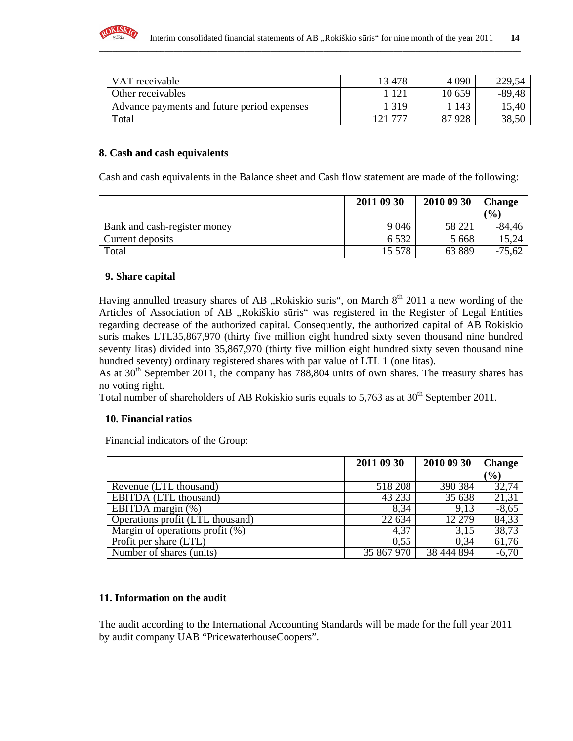| | | | |
|---|---|---|---|
| VAT receivable | 13 478 | 4 090 | 229,54 |
| Other receivables | 1 121 | 10 659 | -89,48 |
| Advance payments and future period expenses | 1 319 | 1 143 | 15,40 |
| Total | 121 777 | 87 928 | 38,50 |

### 8. Cash and cash equivalents

Cash and cash equivalents in the Balance sheet and Cash flow statement are made of the following:

| | 2011 09 30 | 2010 09 30 | Change (%) |
|---|---|---|---|
| Bank and cash-register money | 9 046 | 58 221 | -84,46 |
| Current deposits | 6 532 | 5 668 | 15,24 |
| Total | 15 578 | 63 889 | -75,62 |

### 9. Share capital

Having annulled treasury shares of AB „Rokiskio suris", on March 8th 2011 a new wording of the Articles of Association of AB „Rokiškio sūris" was registered in the Register of Legal Entities regarding decrease of the authorized capital. Consequently, the authorized capital of AB Rokiskio suris makes LTL35,867,970 (thirty five million eight hundred sixty seven thousand nine hundred seventy litas) divided into 35,867,970 (thirty five million eight hundred sixty seven thousand nine hundred seventy) ordinary registered shares with par value of LTL 1 (one litas).
As at 30th September 2011, the company has 788,804 units of own shares. The treasury shares has no voting right.
Total number of shareholders of AB Rokiskio suris equals to 5,763 as at 30th September 2011.

### 10. Financial ratios

Financial indicators of the Group:

| | 2011 09 30 | 2010 09 30 | Change (%) |
|---|---|---|---|
| Revenue (LTL thousand) | 518 208 | 390 384 | 32,74 |
| EBITDA (LTL thousand) | 43 233 | 35 638 | 21,31 |
| EBITDA margin (%) | 8,34 | 9,13 | -8,65 |
| Operations profit (LTL thousand) | 22 634 | 12 279 | 84,33 |
| Margin of operations profit (%) | 4,37 | 3,15 | 38,73 |
| Profit per share (LTL) | 0,55 | 0,34 | 61,76 |
| Number of shares (units) | 35 867 970 | 38 444 894 | -6,70 |

### 11. Information on the audit

The audit according to the International Accounting Standards will be made for the full year 2011 by audit company UAB "PricewaterhouseCoopers".